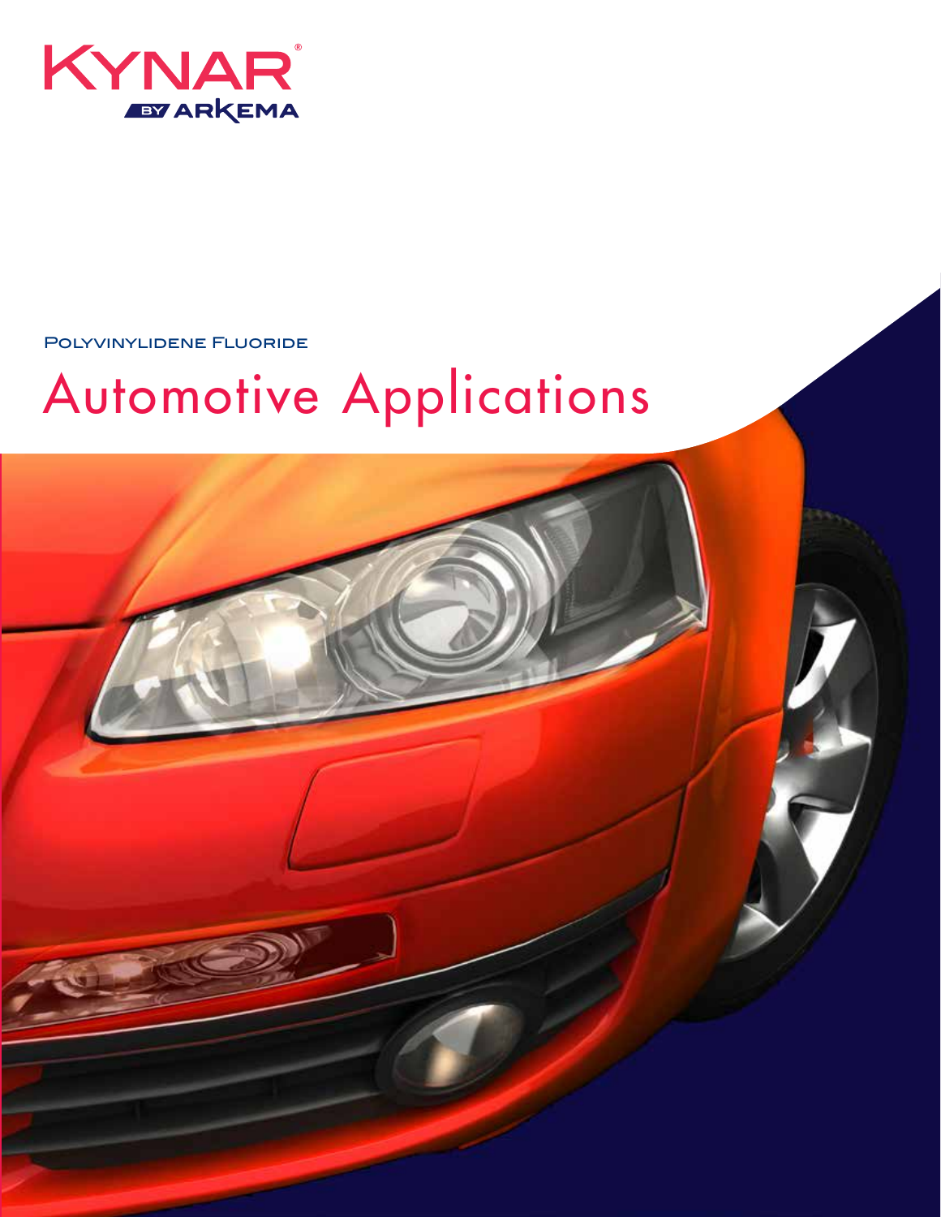KYNAR®
BY ARKEMA

Polyvinylidene Fluoride

# Automotive Applications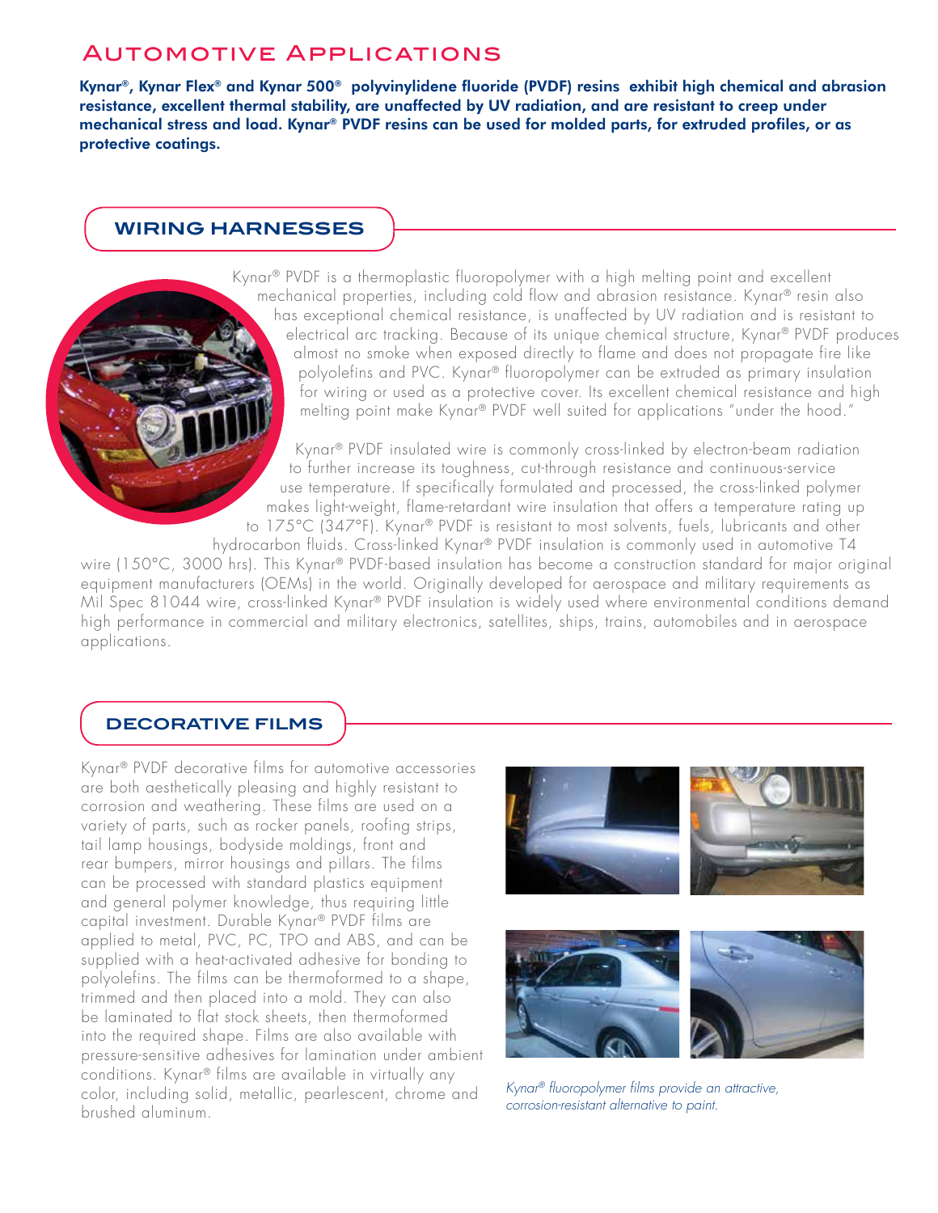# Automotive Applications

**Kynar®, Kynar Flex® and Kynar 500® polyvinylidene fluoride (PVDF) resins exhibit high chemical and abrasion resistance, excellent thermal stability, are unaffected by UV radiation, and are resistant to creep under mechanical stress and load. Kynar® PVDF resins can be used for molded parts, for extruded profiles, or as protective coatings.**

## WIRING HARNESSES

Kynar® PVDF is a thermoplastic fluoropolymer with a high melting point and excellent mechanical properties, including cold flow and abrasion resistance. Kynar® resin also has exceptional chemical resistance, is unaffected by UV radiation and is resistant to electrical arc tracking. Because of its unique chemical structure, Kynar® PVDF produces almost no smoke when exposed directly to flame and does not propagate fire like polyolefins and PVC. Kynar® fluoropolymer can be extruded as primary insulation for wiring or used as a protective cover. Its excellent chemical resistance and high melting point make Kynar® PVDF well suited for applications "under the hood."

Kynar® PVDF insulated wire is commonly cross-linked by electron-beam radiation to further increase its toughness, cut-through resistance and continuous-service use temperature. If specifically formulated and processed, the cross-linked polymer makes light-weight, flame-retardant wire insulation that offers a temperature rating up to 175°C (347°F). Kynar® PVDF is resistant to most solvents, fuels, lubricants and other hydrocarbon fluids. Cross-linked Kynar® PVDF insulation is commonly used in automotive T4 wire (150°C, 3000 hrs). This Kynar® PVDF-based insulation has become a construction standard for major original equipment manufacturers (OEMs) in the world. Originally developed for aerospace and military requirements as Mil Spec 81044 wire, cross-linked Kynar® PVDF insulation is widely used where environmental conditions demand high performance in commercial and military electronics, satellites, ships, trains, automobiles and in aerospace applications.

## DECORATIVE FILMS

Kynar® PVDF decorative films for automotive accessories are both aesthetically pleasing and highly resistant to corrosion and weathering. These films are used on a variety of parts, such as rocker panels, roofing strips, tail lamp housings, bodyside moldings, front and rear bumpers, mirror housings and pillars. The films can be processed with standard plastics equipment and general polymer knowledge, thus requiring little capital investment. Durable Kynar® PVDF films are applied to metal, PVC, PC, TPO and ABS, and can be supplied with a heat-activated adhesive for bonding to polyolefins. The films can be thermoformed to a shape, trimmed and then placed into a mold. They can also be laminated to flat stock sheets, then thermoformed into the required shape. Films are also available with pressure-sensitive adhesives for lamination under ambient conditions. Kynar® films are available in virtually any color, including solid, metallic, pearlescent, chrome and brushed aluminum.

*Kynar® fluoropolymer films provide an attractive, corrosion-resistant alternative to paint.*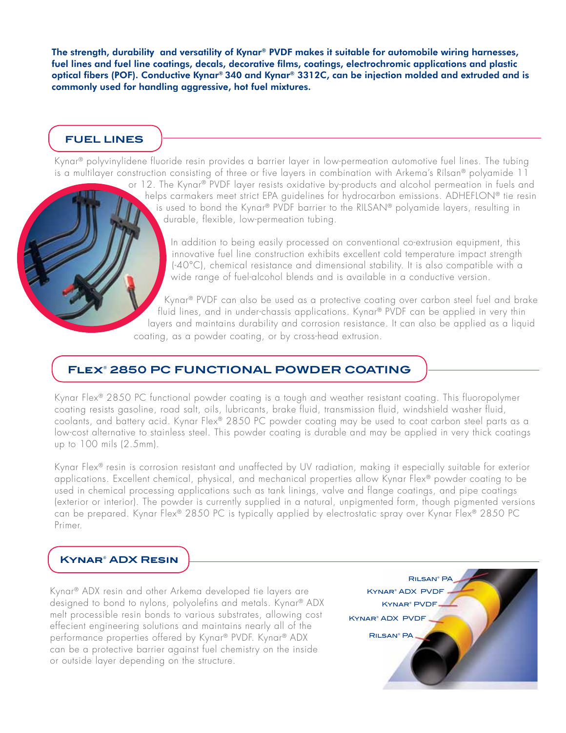**The strength, durability and versatility of Kynar® PVDF makes it suitable for automobile wiring harnesses, fuel lines and fuel line coatings, decals, decorative films, coatings, electrochromic applications and plastic optical fibers (POF). Conductive Kynar® 340 and Kynar® 3312C, can be injection molded and extruded and is commonly used for handling aggressive, hot fuel mixtures.**

## FUEL LINES

Kynar® polyvinylidene fluoride resin provides a barrier layer in low-permeation automotive fuel lines. The tubing is a multilayer construction consisting of three or five layers in combination with Arkema's Rilsan® polyamide 11 or 12. The Kynar® PVDF layer resists oxidative by-products and alcohol permeation in fuels and helps carmakers meet strict EPA guidelines for hydrocarbon emissions. ADHEFLON® tie resin is used to bond the Kynar® PVDF barrier to the RILSAN® polyamide layers, resulting in durable, flexible, low-permeation tubing.

In addition to being easily processed on conventional co-extrusion equipment, this innovative fuel line construction exhibits excellent cold temperature impact strength (-40°C), chemical resistance and dimensional stability. It is also compatible with a wide range of fuel-alcohol blends and is available in a conductive version.

Kynar® PVDF can also be used as a protective coating over carbon steel fuel and brake fluid lines, and in under-chassis applications. Kynar® PVDF can be applied in very thin layers and maintains durability and corrosion resistance. It can also be applied as a liquid coating, as a powder coating, or by cross-head extrusion.

## FLEX® 2850 PC FUNCTIONAL POWDER COATING

Kynar Flex® 2850 PC functional powder coating is a tough and weather resistant coating. This fluoropolymer coating resists gasoline, road salt, oils, lubricants, brake fluid, transmission fluid, windshield washer fluid, coolants, and battery acid. Kynar Flex® 2850 PC powder coating may be used to coat carbon steel parts as a low-cost alternative to stainless steel. This powder coating is durable and may be applied in very thick coatings up to 100 mils (2.5mm).

Kynar Flex® resin is corrosion resistant and unaffected by UV radiation, making it especially suitable for exterior applications. Excellent chemical, physical, and mechanical properties allow Kynar Flex® powder coating to be used in chemical processing applications such as tank linings, valve and flange coatings, and pipe coatings (exterior or interior). The powder is currently supplied in a natural, unpigmented form, though pigmented versions can be prepared. Kynar Flex® 2850 PC is typically applied by electrostatic spray over Kynar Flex® 2850 PC Primer.

## KYNAR® ADX RESIN

Kynar® ADX resin and other Arkema developed tie layers are designed to bond to nylons, polyolefins and metals. Kynar® ADX melt processible resin bonds to various substrates, allowing cost effecient engineering solutions and maintains nearly all of the performance properties offered by Kynar® PVDF. Kynar® ADX can be a protective barrier against fuel chemistry on the inside or outside layer depending on the structure.

RILSAN® PA
KYNAR® ADX PVDF
KYNAR® PVDF
KYNAR® ADX PVDF
RILSAN® PA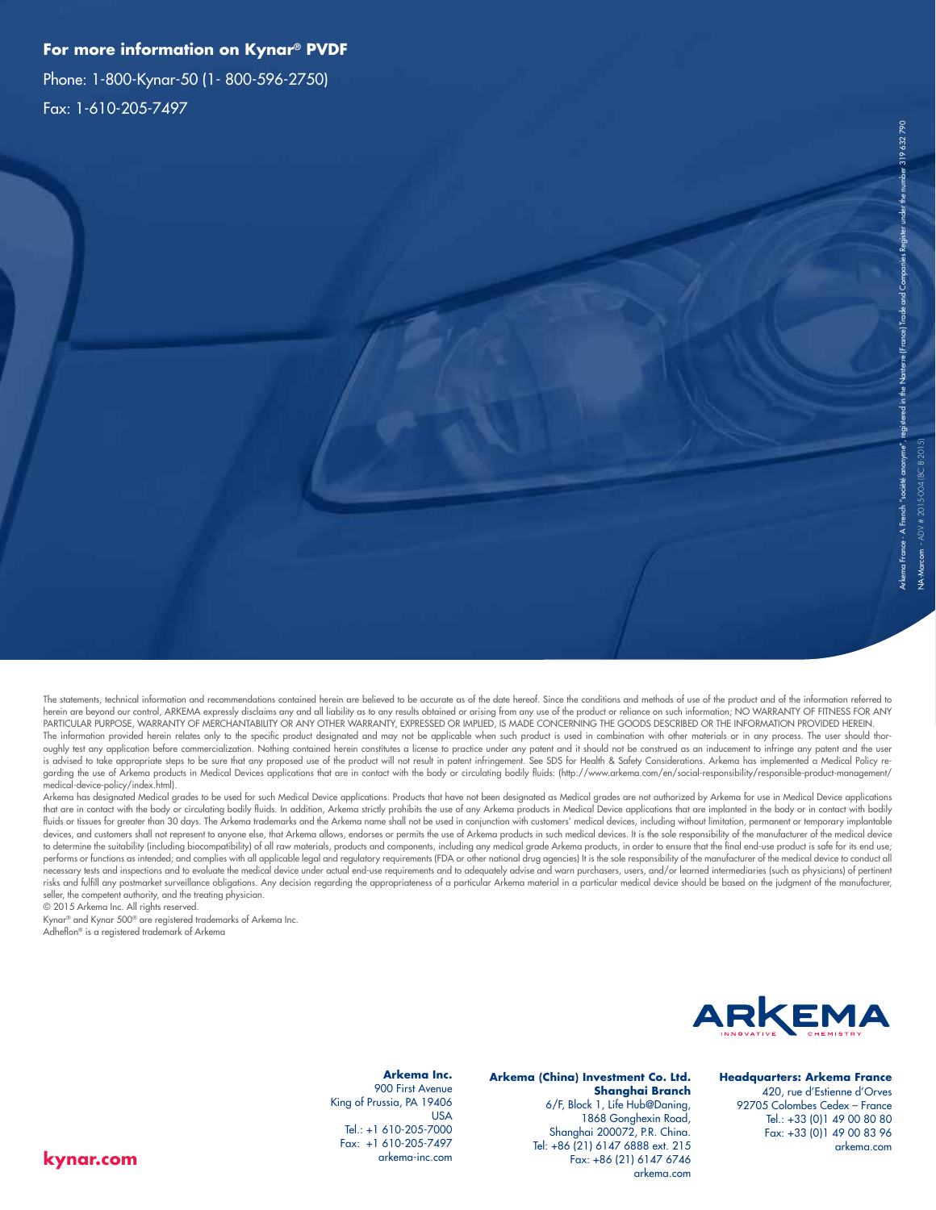**For more information on Kynar® PVDF**

Phone: 1-800-Kynar-50 (1- 800-596-2750)

Fax: 1-610-205-7497

Arkema France - A French "société anonyme", registered in the Nanterre (France) Trade and Companies Register under the number 319 632 790

NA-Marcom - ADV # 2015-004 (BC 8-2015)

The statements, technical information and recommendations contained herein are believed to be accurate as of the date hereof. Since the conditions and methods of use of the product and of the information referred to herein are beyond our control, ARKEMA expressly disclaims any and all liability as to any results obtained or arising from any use of the product or reliance on such information; NO WARRANTY OF FITNESS FOR ANY PARTICULAR PURPOSE, WARRANTY OF MERCHANTABILITY OR ANY OTHER WARRANTY, EXPRESSED OR IMPLIED, IS MADE CONCERNING THE GOODS DESCRIBED OR THE INFORMATION PROVIDED HEREIN.
The information provided herein relates only to the specific product designated and may not be applicable when such product is used in combination with other materials or in any process. The user should thoroughly test any application before commercialization. Nothing contained herein constitutes a license to practice under any patent and it should not be construed as an inducement to infringe any patent and the user is advised to take appropriate steps to be sure that any proposed use of the product will not result in patent infringement. See SDS for Health & Safety Considerations. Arkema has implemented a Medical Policy regarding the use of Arkema products in Medical Devices applications that are in contact with the body or circulating bodily fluids: (http://www.arkema.com/en/social-responsibility/responsible-product-management/medical-device-policy/index.html).
Arkema has designated Medical grades to be used for such Medical Device applications. Products that have not been designated as Medical grades are not authorized by Arkema for use in Medical Device applications that are in contact with the body or circulating bodily fluids. In addition, Arkema strictly prohibits the use of any Arkema products in Medical Device applications that are implanted in the body or in contact with bodily fluids or tissues for greater than 30 days. The Arkema trademarks and the Arkema name shall not be used in conjunction with customers' medical devices, including without limitation, permanent or temporary implantable devices, and customers shall not represent to anyone else, that Arkema allows, endorses or permits the use of Arkema products in such medical devices. It is the sole responsibility of the manufacturer of the medical device to determine the suitability (including biocompatibility) of all raw materials, products and components, including any medical grade Arkema products, in order to ensure that the final end-use product is safe for its end use; performs or functions as intended; and complies with all applicable legal and regulatory requirements (FDA or other national drug agencies) It is the sole responsibility of the manufacturer of the medical device to conduct all necessary tests and inspections and to evaluate the medical device under actual end-use requirements and to adequately advise and warn purchasers, users, and/or learned intermediaries (such as physicians) of pertinent risks and fulfill any postmarket surveillance obligations. Any decision regarding the appropriateness of a particular Arkema material in a particular medical device should be based on the judgment of the manufacturer, seller, the competent authority, and the treating physician.
© 2015 Arkema Inc. All rights reserved.
Kynar® and Kynar 500® are registered trademarks of Arkema Inc.
Adheflon® is a registered trademark of Arkema

ARKEMA
INNOVATIVE CHEMISTRY

**kynar.com**

**Arkema Inc.**
900 First Avenue
King of Prussia, PA 19406
USA
Tel.: +1 610-205-7000
Fax: +1 610-205-7497
arkema-inc.com

**Arkema (China) Investment Co. Ltd.**
**Shanghai Branch**
6/F, Block 1, Life Hub@Daning,
1868 Gonghexin Road,
Shanghai 200072, P.R. China.
Tel: +86 (21) 6147 6888 ext. 215
Fax: +86 (21) 6147 6746
arkema.com

**Headquarters: Arkema France**
420, rue d'Estienne d'Orves
92705 Colombes Cedex – France
Tel.: +33 (0)1 49 00 80 80
Fax: +33 (0)1 49 00 83 96
arkema.com